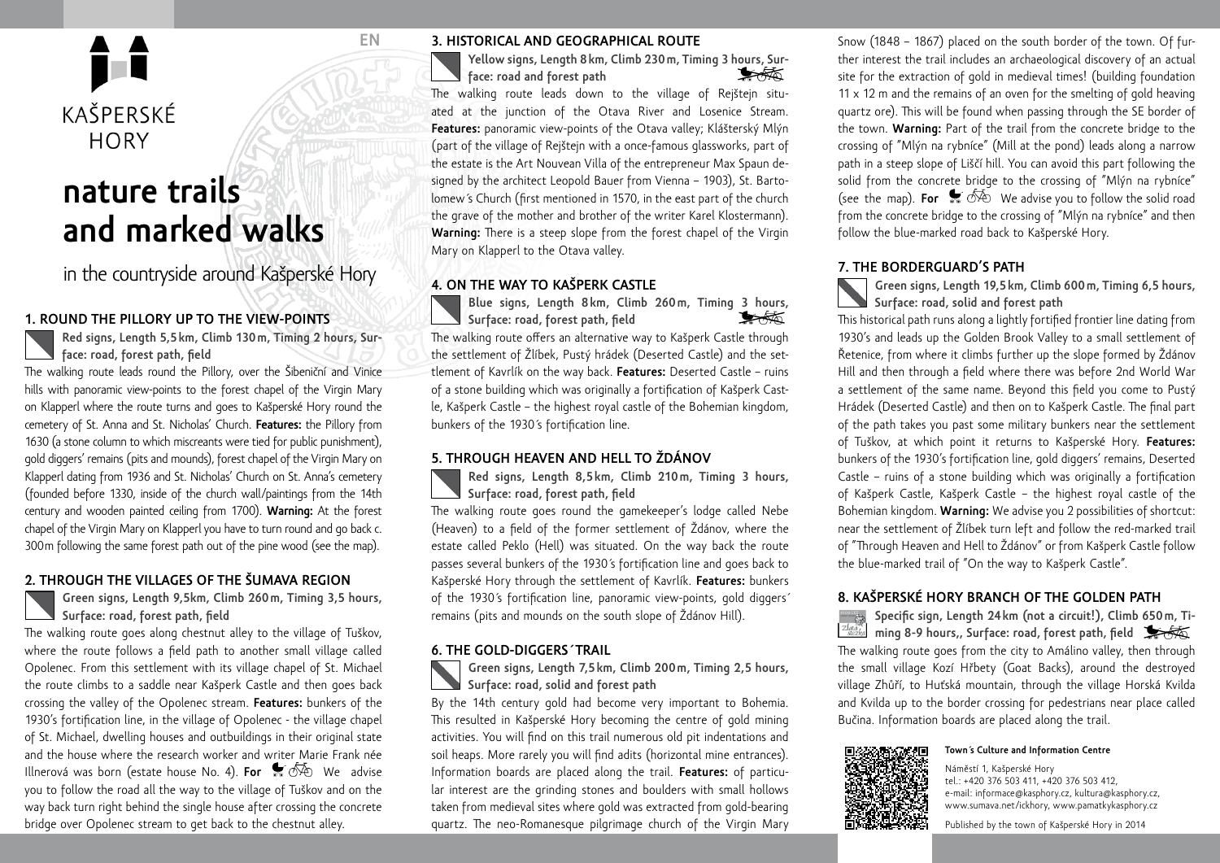EN

KAŠPERSKÉ HORY

# nature trails and marked walks

in the countryside around Kašperské Hory

## 1. ROUND THE PILLORY UP TO THE VIEW-POINTS

**Red signs, Length 5,5 km, Climb 130 m, Timing 2 hours, Surface: road, forest path, field**

The walking route leads round the Pillory, over the Šibeniční and Vinice hills with panoramic view-points to the forest chapel of the Virgin Mary on Klapperl where the route turns and goes to Kašperské Hory round the cemetery of St. Anna and St. Nicholas' Church. **Features:** the Pillory from 1630 (a stone column to which miscreants were tied for public punishment), gold diggers' remains (pits and mounds), forest chapel of the Virgin Mary on Klapperl dating from 1936 and St. Nicholas' Church on St. Anna's cemetery (founded before 1330, inside of the church wall/paintings from the 14th century and wooden painted ceiling from 1700). **Warning:** At the forest chapel of the Virgin Mary on Klapperl you have to turn round and go back c. 300 m following the same forest path out of the pine wood (see the map).

## 2. THROUGH THE VILLAGES OF THE ŠUMAVA REGION

**Green signs, Length 9,5 km, Climb 260 m, Timing 3,5 hours, Surface: road, forest path, field**

The walking route goes along chestnut alley to the village of Tuškov, where the route follows a field path to another small village called Opolenec. From this settlement with its village chapel of St. Michael the route climbs to a saddle near Kašperk Castle and then goes back crossing the valley of the Opolenec stream. **Features:** bunkers of the 1930's fortification line, in the village of Opolenec - the village chapel of St. Michael, dwelling houses and outbuildings in their original state and the house where the research worker and writer Marie Frank née Illnerová was born (estate house No. 4). **For** We advise you to follow the road all the way to the village of Tuškov and on the way back turn right behind the single house after crossing the concrete bridge over Opolenec stream to get back to the chestnut alley.

## 3. HISTORICAL AND GEOGRAPHICAL ROUTE

**Yellow signs, Length 8 km, Climb 230 m, Timing 3 hours, Surface: road and forest path**

The walking route leads down to the village of Rejštejn situated at the junction of the Otava River and Losenice Stream. **Features:** panoramic view-points of the Otava valley; Klášterský Mlýn (part of the village of Rejštejn with a once-famous glassworks, part of the estate is the Art Nouvean Villa of the entrepreneur Max Spaun designed by the architect Leopold Bauer from Vienna – 1903), St. Bartolomew´s Church (first mentioned in 1570, in the east part of the church the grave of the mother and brother of the writer Karel Klostermann). **Warning:** There is a steep slope from the forest chapel of the Virgin Mary on Klapperl to the Otava valley.

## 4. ON THE WAY TO KAŠPERK CASTLE

**Blue signs, Length 8 km, Climb 260 m, Timing 3 hours, Surface: road, forest path, field**

The walking route offers an alternative way to Kašperk Castle through the settlement of Žlíbek, Pustý hrádek (Deserted Castle) and the settlement of Kavrlík on the way back. **Features:** Deserted Castle – ruins of a stone building which was originally a fortification of Kašperk Castle, Kašperk Castle – the highest royal castle of the Bohemian kingdom, bunkers of the 1930´s fortification line.

## 5. THROUGH HEAVEN AND HELL TO ŽDÁNOV

**Red signs, Length 8,5 km, Climb 210 m, Timing 3 hours, Surface: road, forest path, field**

The walking route goes round the gamekeeper's lodge called Nebe (Heaven) to a field of the former settlement of Ždánov, where the estate called Peklo (Hell) was situated. On the way back the route passes several bunkers of the 1930´s fortification line and goes back to Kašperské Hory through the settlement of Kavrlík. **Features:** bunkers of the 1930´s fortification line, panoramic view-points, gold diggers´ remains (pits and mounds on the south slope of Ždánov Hill).

## 6. THE GOLD-DIGGERS´TRAIL

**Green signs, Length 7,5 km, Climb 200 m, Timing 2,5 hours, Surface: road, solid and forest path**

By the 14th century gold had become very important to Bohemia. This resulted in Kašperské Hory becoming the centre of gold mining activities. You will find on this trail numerous old pit indentations and soil heaps. More rarely you will find adits (horizontal mine entrances). Information boards are placed along the trail. **Features:** of particular interest are the grinding stones and boulders with small hollows taken from medieval sites where gold was extracted from gold-bearing quartz. The neo-Romanesque pilgrimage church of the Virgin Mary Snow (1848 – 1867) placed on the south border of the town. Of further interest the trail includes an archaeological discovery of an actual site for the extraction of gold in medieval times! (building foundation 11 x 12 m and the remains of an oven for the smelting of gold heaving quartz ore). This will be found when passing through the SE border of the town. **Warning:** Part of the trail from the concrete bridge to the crossing of "Mlýn na rybníce" (Mill at the pond) leads along a narrow path in a steep slope of Liščí hill. You can avoid this part following the solid from the concrete bridge to the crossing of "Mlýn na rybníce" (see the map). **For** We advise you to follow the solid road from the concrete bridge to the crossing of "Mlýn na rybníce" and then follow the blue-marked road back to Kašperské Hory.

## 7. THE BORDERGUARD'S PATH

**Green signs, Length 19,5 km, Climb 600 m, Timing 6,5 hours, Surface: road, solid and forest path**

This historical path runs along a lightly fortified frontier line dating from 1930's and leads up the Golden Brook Valley to a small settlement of Řetenice, from where it climbs further up the slope formed by Ždánov Hill and then through a field where there was before 2nd World War a settlement of the same name. Beyond this field you come to Pustý Hrádek (Deserted Castle) and then on to Kašperk Castle. The final part of the path takes you past some military bunkers near the settlement of Tuškov, at which point it returns to Kašperské Hory. **Features:** bunkers of the 1930's fortification line, gold diggers' remains, Deserted Castle – ruins of a stone building which was originally a fortification of Kašperk Castle, Kašperk Castle – the highest royal castle of the Bohemian kingdom. **Warning:** We advise you 2 possibilities of shortcut: near the settlement of Žlíbek turn left and follow the red-marked trail of "Through Heaven and Hell to Ždánov" or from Kašperk Castle follow the blue-marked trail of "On the way to Kašperk Castle".

## 8. KAŠPERSKÉ HORY BRANCH OF THE GOLDEN PATH

**Specific sign, Length 24 km (not a circuit!), Climb 650 m, Timing 8-9 hours,, Surface: road, forest path, field**

The walking route goes from the city to Amálino valley, then through the small village Kozí Hřbety (Goat Backs), around the destroyed village Zhůří, to Huťská mountain, through the village Horská Kvilda and Kvilda up to the border crossing for pedestrians near place called Bučina. Information boards are placed along the trail.

**Town´s Culture and Information Centre**

Náměstí 1, Kašperské Hory
tel.: +420 376 503 411, +420 376 503 412,
e-mail: informace@kasphory.cz, kultura@kasphory.cz,
www.sumava.net/ickhory, www.pamatkykasphory.cz

Published by the town of Kašperské Hory in 2014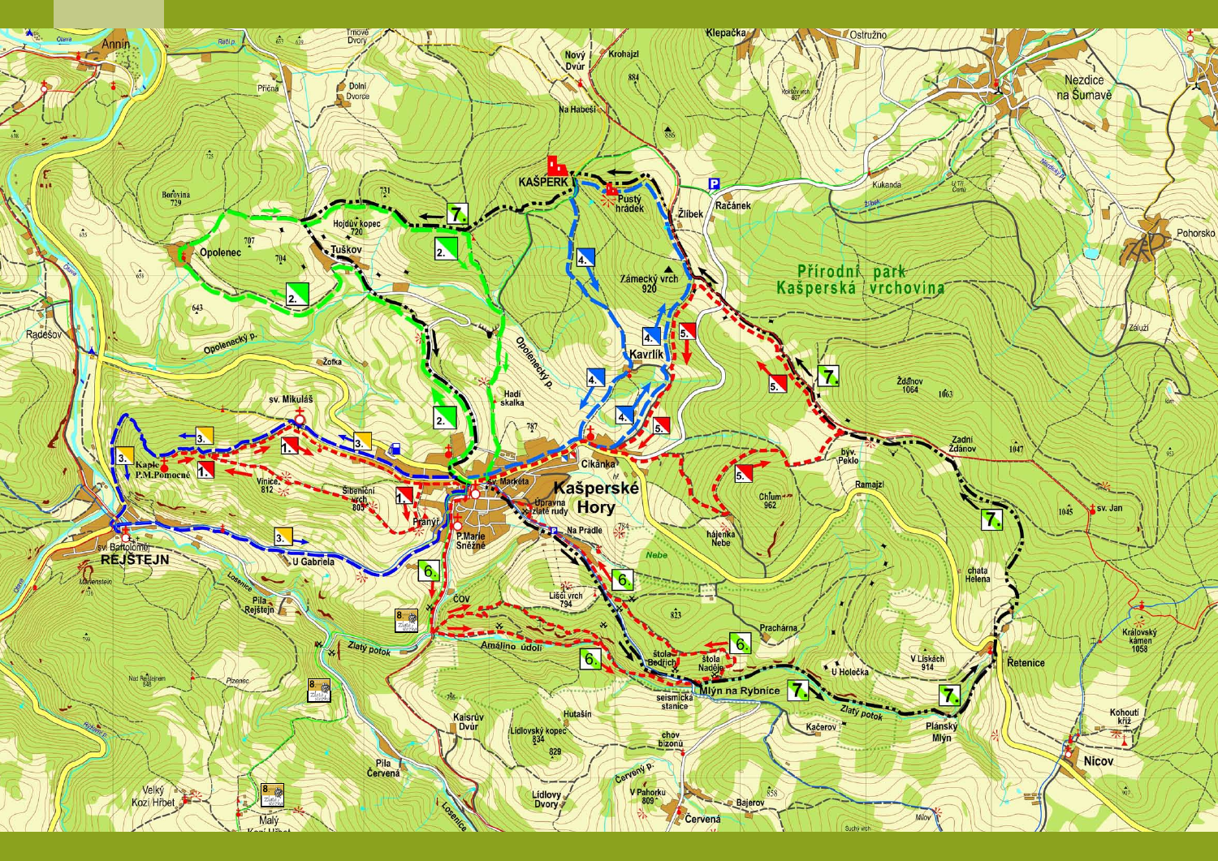Annín
Trnové Dvory
Nový Dvůr
Krohajzl
Klepačka
Ostružno
Nezdice na Šumavě
Příčná
Dolní Dvorce
Na Habeši
884
KAŠPERK
Pustý hrádek
Žlíbek
Račánek
Kukanda
Pohorsko
Borovina 729
731
Hojdův kopec 720
Tuškov
Opolenec
707
704
Zámecký vrch 920
Přírodní park Kašperská vrchovina
Záluží
Radešov
643
Opolenecký p.
Žofka
Opolenecký p.
Hadí skalka
Kavrlík
Ždánov 1064
1063
Zadní Ždánov
1047
sv. Mikuláš
787
Cikánka
býv. Peklo
Ramajzl
Kaple P.M.Pomocné
Vinice 812
Šibeniční vrch 803
sv. Markéta
Kašperské Hory
Úpravna zlaté rudy
Pranýř
P.Marie Sněžné
Na Prádle
794
Chlum 962
hájenka Nebe
1045
sv. Jan
Nebe
sv. Bartoloměj
REJŠTEJN
U Gabriela
Pila Rejštejn
Čov
Liščí vrch 794
823
chata Helena
Zlatý potok
Amálino údolí
Prachárna
Královský kámen 1058
štola Bedřich
štola Naděje
V Liskách 914
Řetenice
U Holečka
Mlýn na Rybnice
seismická stanice
Zlatý potok
Plánský Mlýn
Kačerov
Nad Rejštejnem 848
Plzenec
Kašrův Dvůr
Hutašin
Lidlovský kopec 834
829
chov bizonů
Kohoutí kříž
Nicov
Pila Červená
Červený p.
V Pahorku 809
858
Bajerov
Velký Kozí Hřbet
Malý Kozí Hřbet
Lídlovy Dvory
Červená
Losenice
Otava
1.
2.
3.
4.
5.
6.
7.
8.